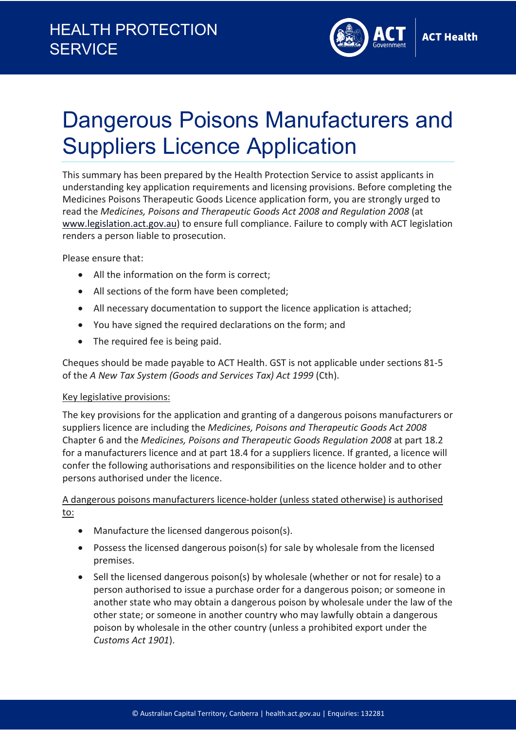HEALTH PROTECTION SERVICE

# Dangerous Poisons Manufacturers and Suppliers Licence Application

This summary has been prepared by the Health Protection Service to assist applicants in understanding key application requirements and licensing provisions. Before completing the Medicines Poisons Therapeutic Goods Licence application form, you are strongly urged to read the *Medicines, Poisons and Therapeutic Goods Act 2008 and Regulation 2008* (at www.legislation.act.gov.au) to ensure full compliance. Failure to comply with ACT legislation renders a person liable to prosecution.

Please ensure that:

- All the information on the form is correct;
- All sections of the form have been completed;
- All necessary documentation to support the licence application is attached;
- You have signed the required declarations on the form; and
- The required fee is being paid.

Cheques should be made payable to ACT Health. GST is not applicable under sections 81-5 of the *A New Tax System (Goods and Services Tax) Act 1999* (Cth).

Key legislative provisions:

The key provisions for the application and granting of a dangerous poisons manufacturers or suppliers licence are including the *Medicines, Poisons and Therapeutic Goods Act 2008* Chapter 6 and the *Medicines, Poisons and Therapeutic Goods Regulation 2008* at part 18.2 for a manufacturers licence and at part 18.4 for a suppliers licence. If granted, a licence will confer the following authorisations and responsibilities on the licence holder and to other persons authorised under the licence.

A dangerous poisons manufacturers licence-holder (unless stated otherwise) is authorised to:

- Manufacture the licensed dangerous poison(s).
- Possess the licensed dangerous poison(s) for sale by wholesale from the licensed premises.
- Sell the licensed dangerous poison(s) by wholesale (whether or not for resale) to a person authorised to issue a purchase order for a dangerous poison; or someone in another state who may obtain a dangerous poison by wholesale under the law of the other state; or someone in another country who may lawfully obtain a dangerous poison by wholesale in the other country (unless a prohibited export under the *Customs Act 1901*).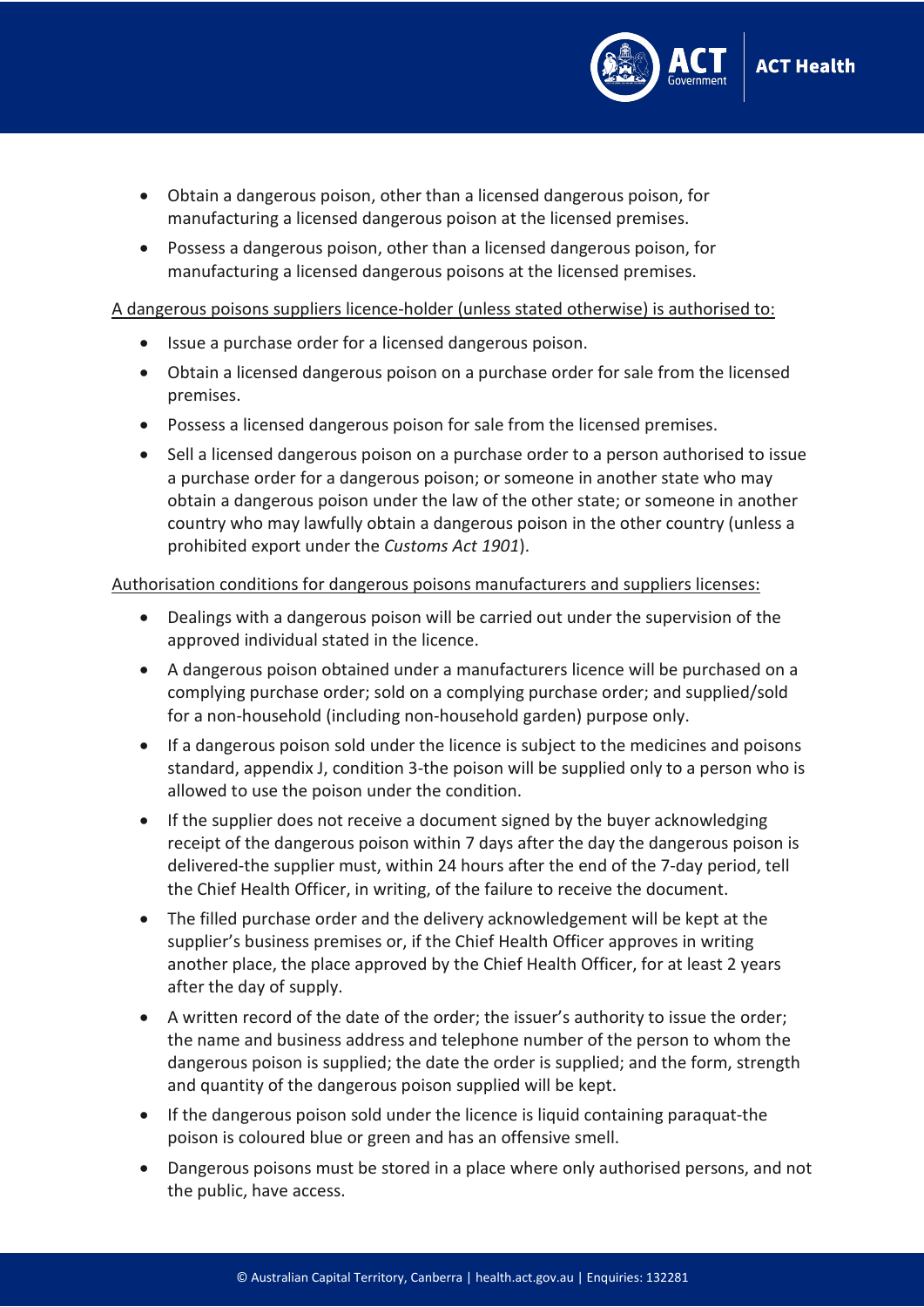- Obtain a dangerous poison, other than a licensed dangerous poison, for manufacturing a licensed dangerous poison at the licensed premises.
- Possess a dangerous poison, other than a licensed dangerous poison, for manufacturing a licensed dangerous poisons at the licensed premises.

<u>A dangerous poisons suppliers licence-holder (unless stated otherwise) is authorised to:</u>

- Issue a purchase order for a licensed dangerous poison.
- Obtain a licensed dangerous poison on a purchase order for sale from the licensed premises.
- Possess a licensed dangerous poison for sale from the licensed premises.
- Sell a licensed dangerous poison on a purchase order to a person authorised to issue a purchase order for a dangerous poison; or someone in another state who may obtain a dangerous poison under the law of the other state; or someone in another country who may lawfully obtain a dangerous poison in the other country (unless a prohibited export under the *Customs Act 1901*).

<u>Authorisation conditions for dangerous poisons manufacturers and suppliers licenses:</u>

- Dealings with a dangerous poison will be carried out under the supervision of the approved individual stated in the licence.
- A dangerous poison obtained under a manufacturers licence will be purchased on a complying purchase order; sold on a complying purchase order; and supplied/sold for a non-household (including non-household garden) purpose only.
- If a dangerous poison sold under the licence is subject to the medicines and poisons standard, appendix J, condition 3-the poison will be supplied only to a person who is allowed to use the poison under the condition.
- If the supplier does not receive a document signed by the buyer acknowledging receipt of the dangerous poison within 7 days after the day the dangerous poison is delivered-the supplier must, within 24 hours after the end of the 7-day period, tell the Chief Health Officer, in writing, of the failure to receive the document.
- The filled purchase order and the delivery acknowledgement will be kept at the supplier's business premises or, if the Chief Health Officer approves in writing another place, the place approved by the Chief Health Officer, for at least 2 years after the day of supply.
- A written record of the date of the order; the issuer's authority to issue the order; the name and business address and telephone number of the person to whom the dangerous poison is supplied; the date the order is supplied; and the form, strength and quantity of the dangerous poison supplied will be kept.
- If the dangerous poison sold under the licence is liquid containing paraquat-the poison is coloured blue or green and has an offensive smell.
- Dangerous poisons must be stored in a place where only authorised persons, and not the public, have access.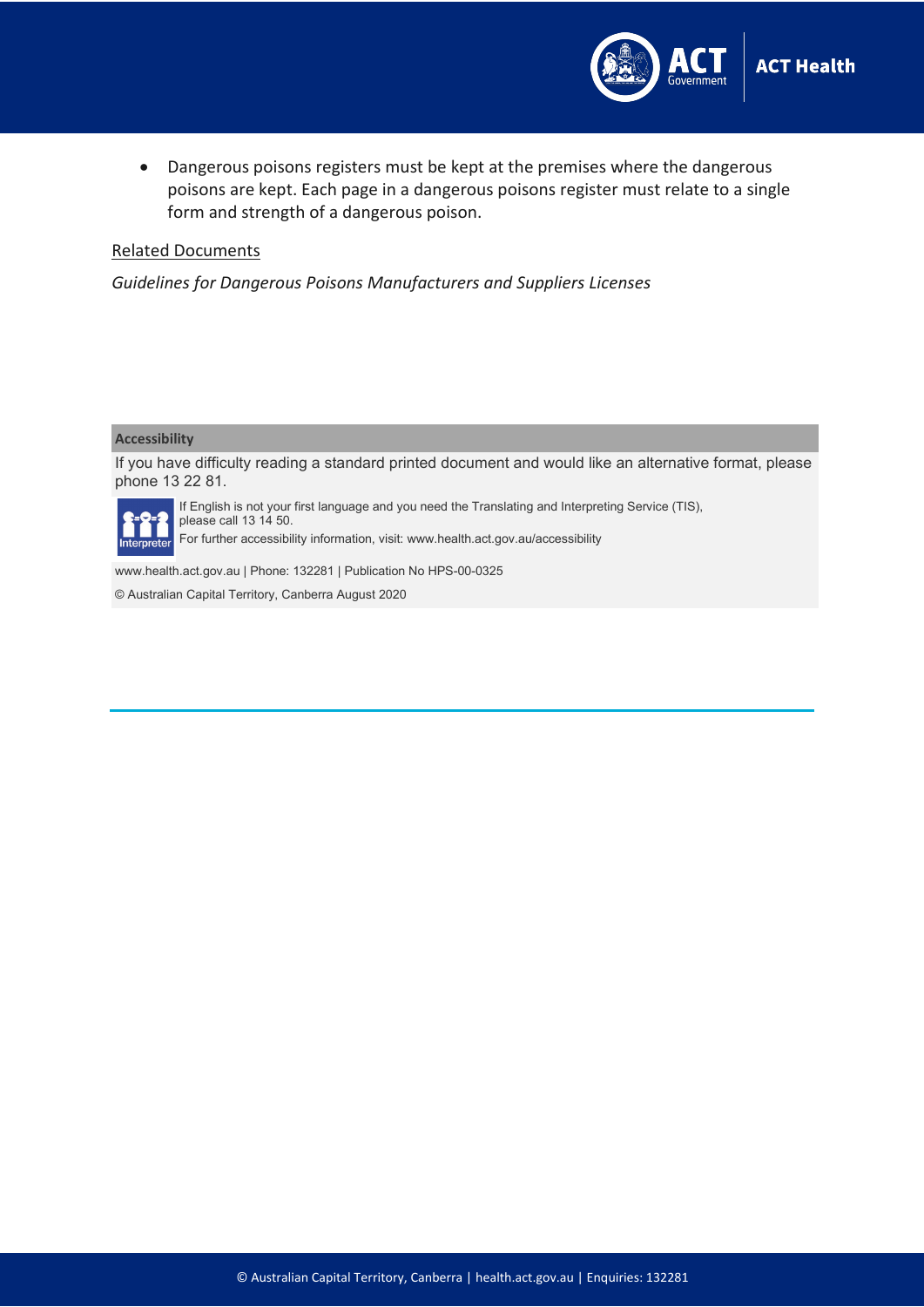- Dangerous poisons registers must be kept at the premises where the dangerous poisons are kept. Each page in a dangerous poisons register must relate to a single form and strength of a dangerous poison.

Related Documents

*Guidelines for Dangerous Poisons Manufacturers and Suppliers Licenses*

**Accessibility**

If you have difficulty reading a standard printed document and would like an alternative format, please phone 13 22 81.

If English is not your first language and you need the Translating and Interpreting Service (TIS), please call 13 14 50.

For further accessibility information, visit: www.health.act.gov.au/accessibility

www.health.act.gov.au | Phone: 132281 | Publication No HPS-00-0325

© Australian Capital Territory, Canberra August 2020